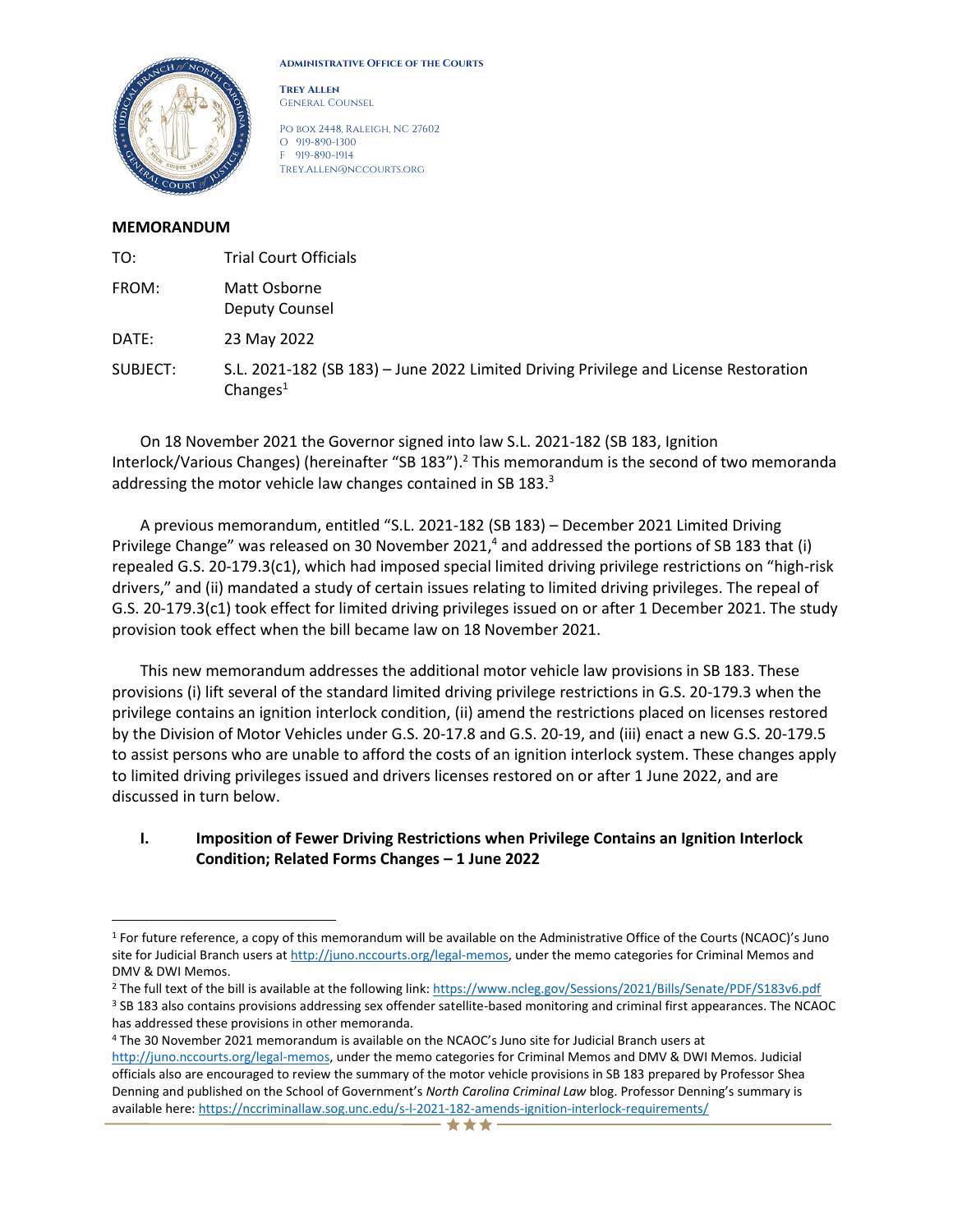**Administrative Office of the Courts**

**Trey Allen**
General Counsel

PO Box 2448, Raleigh, NC 27602
O 919-890-1300
F 919-890-1914
Trey.Allen@nccourts.org

**MEMORANDUM**

| | |
|---|---|
| TO: | Trial Court Officials |
| FROM: | Matt Osborne<br>Deputy Counsel |
| DATE: | 23 May 2022 |
| SUBJECT: | S.L. 2021-182 (SB 183) – June 2022 Limited Driving Privilege and License Restoration Changes[1] |

On 18 November 2021 the Governor signed into law S.L. 2021-182 (SB 183, Ignition Interlock/Various Changes) (hereinafter "SB 183").[2] This memorandum is the second of two memoranda addressing the motor vehicle law changes contained in SB 183.[3]

A previous memorandum, entitled "S.L. 2021-182 (SB 183) – December 2021 Limited Driving Privilege Change" was released on 30 November 2021,[4] and addressed the portions of SB 183 that (i) repealed G.S. 20-179.3(c1), which had imposed special limited driving privilege restrictions on "high-risk drivers," and (ii) mandated a study of certain issues relating to limited driving privileges. The repeal of G.S. 20-179.3(c1) took effect for limited driving privileges issued on or after 1 December 2021. The study provision took effect when the bill became law on 18 November 2021.

This new memorandum addresses the additional motor vehicle law provisions in SB 183. These provisions (i) lift several of the standard limited driving privilege restrictions in G.S. 20-179.3 when the privilege contains an ignition interlock condition, (ii) amend the restrictions placed on licenses restored by the Division of Motor Vehicles under G.S. 20-17.8 and G.S. 20-19, and (iii) enact a new G.S. 20-179.5 to assist persons who are unable to afford the costs of an ignition interlock system. These changes apply to limited driving privileges issued and drivers licenses restored on or after 1 June 2022, and are discussed in turn below.

## I. Imposition of Fewer Driving Restrictions when Privilege Contains an Ignition Interlock Condition; Related Forms Changes – 1 June 2022

---

[1] For future reference, a copy of this memorandum will be available on the Administrative Office of the Courts (NCAOC)'s Juno site for Judicial Branch users at http://juno.nccourts.org/legal-memos, under the memo categories for Criminal Memos and DMV & DWI Memos.

[2] The full text of the bill is available at the following link: https://www.ncleg.gov/Sessions/2021/Bills/Senate/PDF/S183v6.pdf

[3] SB 183 also contains provisions addressing sex offender satellite-based monitoring and criminal first appearances. The NCAOC has addressed these provisions in other memoranda.

[4] The 30 November 2021 memorandum is available on the NCAOC's Juno site for Judicial Branch users at http://juno.nccourts.org/legal-memos, under the memo categories for Criminal Memos and DMV & DWI Memos. Judicial officials also are encouraged to review the summary of the motor vehicle provisions in SB 183 prepared by Professor Shea Denning and published on the School of Government's *North Carolina Criminal Law* blog. Professor Denning's summary is available here: https://nccriminallaw.sog.unc.edu/s-l-2021-182-amends-ignition-interlock-requirements/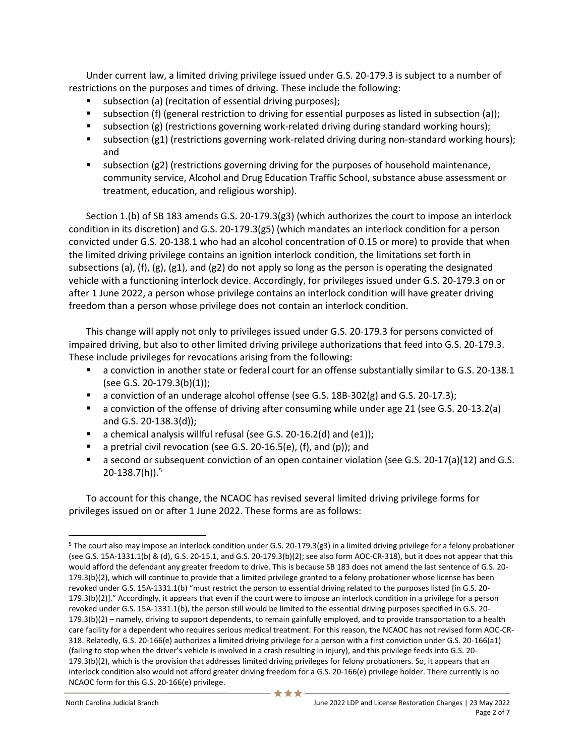Under current law, a limited driving privilege issued under G.S. 20-179.3 is subject to a number of restrictions on the purposes and times of driving. These include the following:

- subsection (a) (recitation of essential driving purposes);
- subsection (f) (general restriction to driving for essential purposes as listed in subsection (a));
- subsection (g) (restrictions governing work-related driving during standard working hours);
- subsection (g1) (restrictions governing work-related driving during non-standard working hours); and
- subsection (g2) (restrictions governing driving for the purposes of household maintenance, community service, Alcohol and Drug Education Traffic School, substance abuse assessment or treatment, education, and religious worship).

Section 1.(b) of SB 183 amends G.S. 20-179.3(g3) (which authorizes the court to impose an interlock condition in its discretion) and G.S. 20-179.3(g5) (which mandates an interlock condition for a person convicted under G.S. 20-138.1 who had an alcohol concentration of 0.15 or more) to provide that when the limited driving privilege contains an ignition interlock condition, the limitations set forth in subsections (a), (f), (g), (g1), and (g2) do not apply so long as the person is operating the designated vehicle with a functioning interlock device. Accordingly, for privileges issued under G.S. 20-179.3 on or after 1 June 2022, a person whose privilege contains an interlock condition will have greater driving freedom than a person whose privilege does not contain an interlock condition.

This change will apply not only to privileges issued under G.S. 20-179.3 for persons convicted of impaired driving, but also to other limited driving privilege authorizations that feed into G.S. 20-179.3. These include privileges for revocations arising from the following:

- a conviction in another state or federal court for an offense substantially similar to G.S. 20-138.1 (see G.S. 20-179.3(b)(1));
- a conviction of an underage alcohol offense (see G.S. 18B-302(g) and G.S. 20-17.3);
- a conviction of the offense of driving after consuming while under age 21 (see G.S. 20-13.2(a) and G.S. 20-138.3(d));
- a chemical analysis willful refusal (see G.S. 20-16.2(d) and (e1));
- a pretrial civil revocation (see G.S. 20-16.5(e), (f), and (p)); and
- a second or subsequent conviction of an open container violation (see G.S. 20-17(a)(12) and G.S. 20-138.7(h)).[5]

To account for this change, the NCAOC has revised several limited driving privilege forms for privileges issued on or after 1 June 2022. These forms are as follows:

---

[5] The court also may impose an interlock condition under G.S. 20-179.3(g3) in a limited driving privilege for a felony probationer (see G.S. 15A-1331.1(b) & (d), G.S. 20-15.1, and G.S. 20-179.3(b)(2); see also form AOC-CR-318), but it does not appear that this would afford the defendant any greater freedom to drive. This is because SB 183 does not amend the last sentence of G.S. 20-179.3(b)(2), which will continue to provide that a limited privilege granted to a felony probationer whose license has been revoked under G.S. 15A-1331.1(b) "must restrict the person to essential driving related to the purposes listed [in G.S. 20-179.3(b)(2)]." Accordingly, it appears that even if the court were to impose an interlock condition in a privilege for a person revoked under G.S. 15A-1331.1(b), the person still would be limited to the essential driving purposes specified in G.S. 20-179.3(b)(2) – namely, driving to support dependents, to remain gainfully employed, and to provide transportation to a health care facility for a dependent who requires serious medical treatment. For this reason, the NCAOC has not revised form AOC-CR-318. Relatedly, G.S. 20-166(e) authorizes a limited driving privilege for a person with a first conviction under G.S. 20-166(a1) (failing to stop when the driver's vehicle is involved in a crash resulting in injury), and this privilege feeds into G.S. 20-179.3(b)(2), which is the provision that addresses limited driving privileges for felony probationers. So, it appears that an interlock condition also would not afford greater driving freedom for a G.S. 20-166(e) privilege holder. There currently is no NCAOC form for this G.S. 20-166(e) privilege.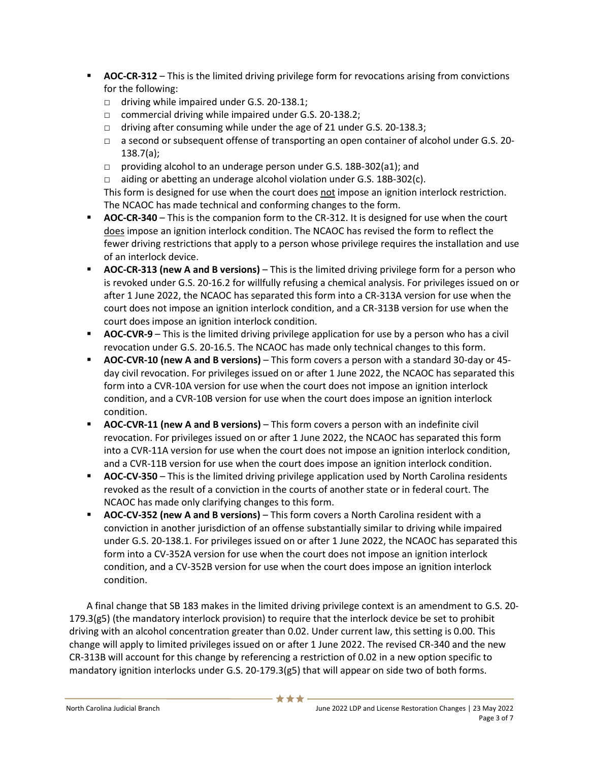- **AOC-CR-312** – This is the limited driving privilege form for revocations arising from convictions for the following:
  - driving while impaired under G.S. 20-138.1;
  - commercial driving while impaired under G.S. 20-138.2;
  - driving after consuming while under the age of 21 under G.S. 20-138.3;
  - a second or subsequent offense of transporting an open container of alcohol under G.S. 20-138.7(a);
  - providing alcohol to an underage person under G.S. 18B-302(a1); and
  - aiding or abetting an underage alcohol violation under G.S. 18B-302(c).

  This form is designed for use when the court does not impose an ignition interlock restriction. The NCAOC has made technical and conforming changes to the form.
- **AOC-CR-340** – This is the companion form to the CR-312. It is designed for use when the court does impose an ignition interlock condition. The NCAOC has revised the form to reflect the fewer driving restrictions that apply to a person whose privilege requires the installation and use of an interlock device.
- **AOC-CR-313 (new A and B versions)** – This is the limited driving privilege form for a person who is revoked under G.S. 20-16.2 for willfully refusing a chemical analysis. For privileges issued on or after 1 June 2022, the NCAOC has separated this form into a CR-313A version for use when the court does not impose an ignition interlock condition, and a CR-313B version for use when the court does impose an ignition interlock condition.
- **AOC-CVR-9** – This is the limited driving privilege application for use by a person who has a civil revocation under G.S. 20-16.5. The NCAOC has made only technical changes to this form.
- **AOC-CVR-10 (new A and B versions)** – This form covers a person with a standard 30-day or 45-day civil revocation. For privileges issued on or after 1 June 2022, the NCAOC has separated this form into a CVR-10A version for use when the court does not impose an ignition interlock condition, and a CVR-10B version for use when the court does impose an ignition interlock condition.
- **AOC-CVR-11 (new A and B versions)** – This form covers a person with an indefinite civil revocation. For privileges issued on or after 1 June 2022, the NCAOC has separated this form into a CVR-11A version for use when the court does not impose an ignition interlock condition, and a CVR-11B version for use when the court does impose an ignition interlock condition.
- **AOC-CV-350** – This is the limited driving privilege application used by North Carolina residents revoked as the result of a conviction in the courts of another state or in federal court. The NCAOC has made only clarifying changes to this form.
- **AOC-CV-352 (new A and B versions)** – This form covers a North Carolina resident with a conviction in another jurisdiction of an offense substantially similar to driving while impaired under G.S. 20-138.1. For privileges issued on or after 1 June 2022, the NCAOC has separated this form into a CV-352A version for use when the court does not impose an ignition interlock condition, and a CV-352B version for use when the court does impose an ignition interlock condition.

A final change that SB 183 makes in the limited driving privilege context is an amendment to G.S. 20-179.3(g5) (the mandatory interlock provision) to require that the interlock device be set to prohibit driving with an alcohol concentration greater than 0.02. Under current law, this setting is 0.00. This change will apply to limited privileges issued on or after 1 June 2022. The revised CR-340 and the new CR-313B will account for this change by referencing a restriction of 0.02 in a new option specific to mandatory ignition interlocks under G.S. 20-179.3(g5) that will appear on side two of both forms.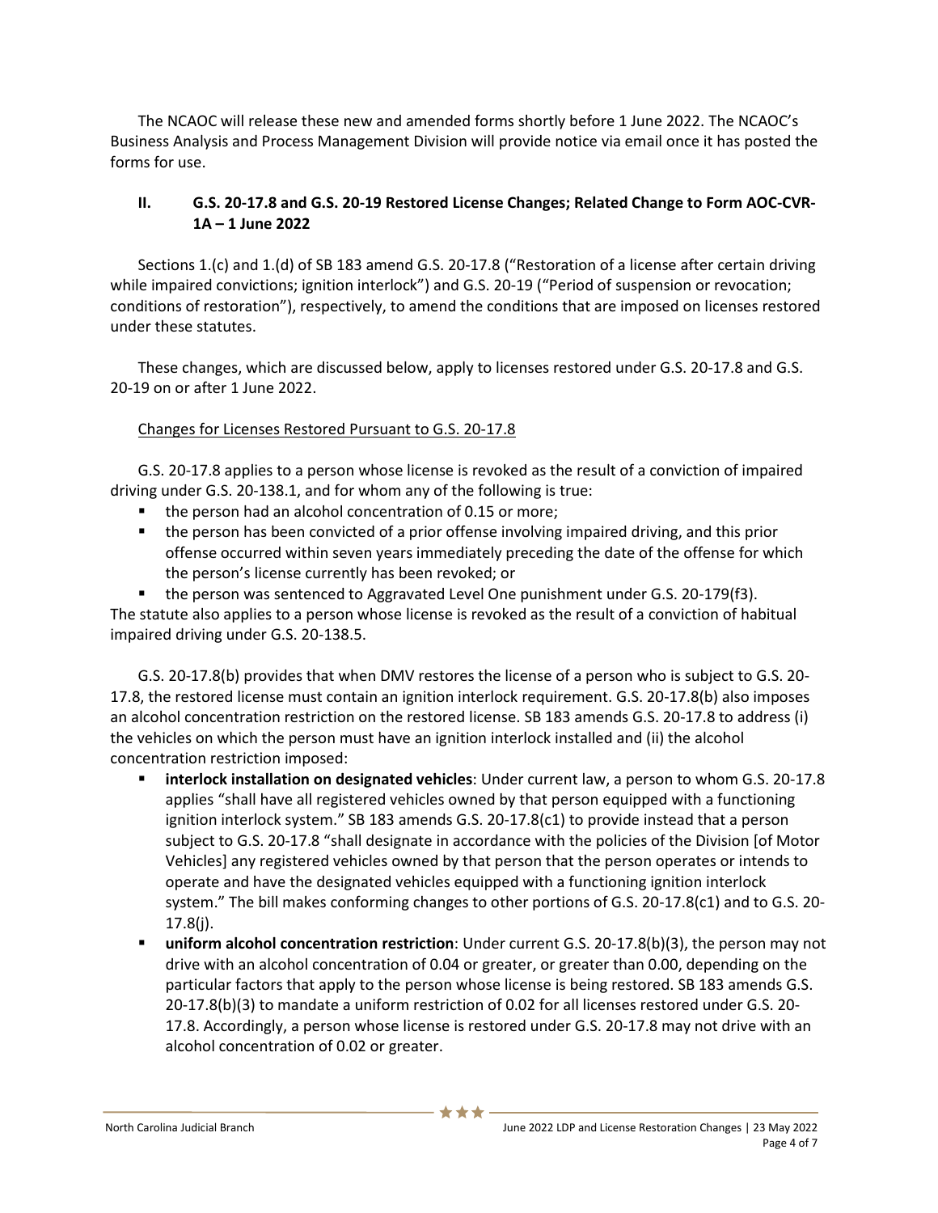The NCAOC will release these new and amended forms shortly before 1 June 2022. The NCAOC's Business Analysis and Process Management Division will provide notice via email once it has posted the forms for use.

## II. G.S. 20-17.8 and G.S. 20-19 Restored License Changes; Related Change to Form AOC-CVR-1A – 1 June 2022

Sections 1.(c) and 1.(d) of SB 183 amend G.S. 20-17.8 ("Restoration of a license after certain driving while impaired convictions; ignition interlock") and G.S. 20-19 ("Period of suspension or revocation; conditions of restoration"), respectively, to amend the conditions that are imposed on licenses restored under these statutes.

These changes, which are discussed below, apply to licenses restored under G.S. 20-17.8 and G.S. 20-19 on or after 1 June 2022.

### Changes for Licenses Restored Pursuant to G.S. 20-17.8

G.S. 20-17.8 applies to a person whose license is revoked as the result of a conviction of impaired driving under G.S. 20-138.1, and for whom any of the following is true:

- the person had an alcohol concentration of 0.15 or more;
- the person has been convicted of a prior offense involving impaired driving, and this prior offense occurred within seven years immediately preceding the date of the offense for which the person's license currently has been revoked; or
- the person was sentenced to Aggravated Level One punishment under G.S. 20-179(f3).

The statute also applies to a person whose license is revoked as the result of a conviction of habitual impaired driving under G.S. 20-138.5.

G.S. 20-17.8(b) provides that when DMV restores the license of a person who is subject to G.S. 20-17.8, the restored license must contain an ignition interlock requirement. G.S. 20-17.8(b) also imposes an alcohol concentration restriction on the restored license. SB 183 amends G.S. 20-17.8 to address (i) the vehicles on which the person must have an ignition interlock installed and (ii) the alcohol concentration restriction imposed:

- **interlock installation on designated vehicles**: Under current law, a person to whom G.S. 20-17.8 applies "shall have all registered vehicles owned by that person equipped with a functioning ignition interlock system." SB 183 amends G.S. 20-17.8(c1) to provide instead that a person subject to G.S. 20-17.8 "shall designate in accordance with the policies of the Division [of Motor Vehicles] any registered vehicles owned by that person that the person operates or intends to operate and have the designated vehicles equipped with a functioning ignition interlock system." The bill makes conforming changes to other portions of G.S. 20-17.8(c1) and to G.S. 20-17.8(j).
- **uniform alcohol concentration restriction**: Under current G.S. 20-17.8(b)(3), the person may not drive with an alcohol concentration of 0.04 or greater, or greater than 0.00, depending on the particular factors that apply to the person whose license is being restored. SB 183 amends G.S. 20-17.8(b)(3) to mandate a uniform restriction of 0.02 for all licenses restored under G.S. 20-17.8. Accordingly, a person whose license is restored under G.S. 20-17.8 may not drive with an alcohol concentration of 0.02 or greater.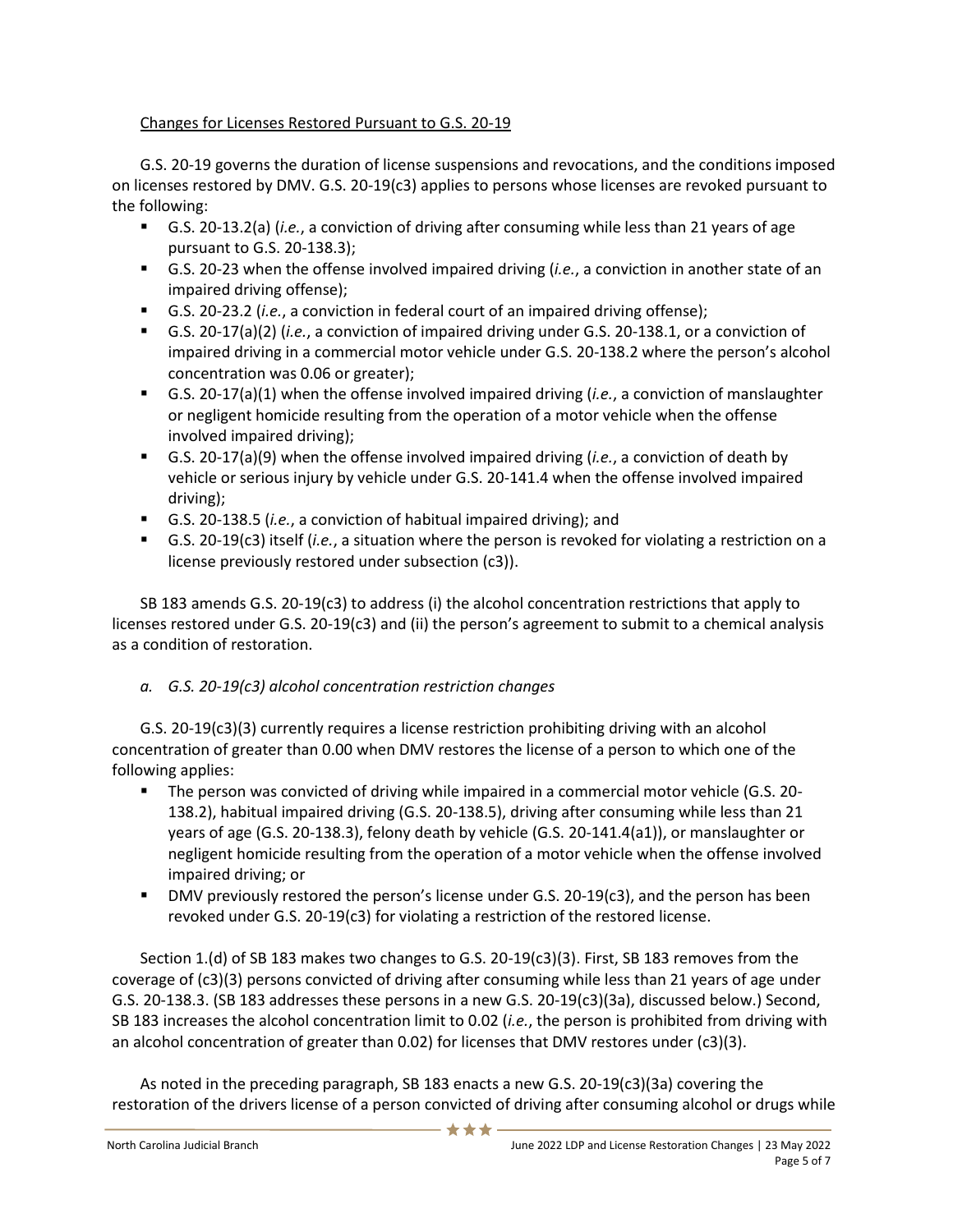Changes for Licenses Restored Pursuant to G.S. 20-19

G.S. 20-19 governs the duration of license suspensions and revocations, and the conditions imposed on licenses restored by DMV. G.S. 20-19(c3) applies to persons whose licenses are revoked pursuant to the following:

- G.S. 20-13.2(a) (*i.e.*, a conviction of driving after consuming while less than 21 years of age pursuant to G.S. 20-138.3);
- G.S. 20-23 when the offense involved impaired driving (*i.e.*, a conviction in another state of an impaired driving offense);
- G.S. 20-23.2 (*i.e.*, a conviction in federal court of an impaired driving offense);
- G.S. 20-17(a)(2) (*i.e.*, a conviction of impaired driving under G.S. 20-138.1, or a conviction of impaired driving in a commercial motor vehicle under G.S. 20-138.2 where the person's alcohol concentration was 0.06 or greater);
- G.S. 20-17(a)(1) when the offense involved impaired driving (*i.e.*, a conviction of manslaughter or negligent homicide resulting from the operation of a motor vehicle when the offense involved impaired driving);
- G.S. 20-17(a)(9) when the offense involved impaired driving (*i.e.*, a conviction of death by vehicle or serious injury by vehicle under G.S. 20-141.4 when the offense involved impaired driving);
- G.S. 20-138.5 (*i.e.*, a conviction of habitual impaired driving); and
- G.S. 20-19(c3) itself (*i.e.*, a situation where the person is revoked for violating a restriction on a license previously restored under subsection (c3)).

SB 183 amends G.S. 20-19(c3) to address (i) the alcohol concentration restrictions that apply to licenses restored under G.S. 20-19(c3) and (ii) the person's agreement to submit to a chemical analysis as a condition of restoration.

*a. G.S. 20-19(c3) alcohol concentration restriction changes*

G.S. 20-19(c3)(3) currently requires a license restriction prohibiting driving with an alcohol concentration of greater than 0.00 when DMV restores the license of a person to which one of the following applies:

- The person was convicted of driving while impaired in a commercial motor vehicle (G.S. 20-138.2), habitual impaired driving (G.S. 20-138.5), driving after consuming while less than 21 years of age (G.S. 20-138.3), felony death by vehicle (G.S. 20-141.4(a1)), or manslaughter or negligent homicide resulting from the operation of a motor vehicle when the offense involved impaired driving; or
- DMV previously restored the person's license under G.S. 20-19(c3), and the person has been revoked under G.S. 20-19(c3) for violating a restriction of the restored license.

Section 1.(d) of SB 183 makes two changes to G.S. 20-19(c3)(3). First, SB 183 removes from the coverage of (c3)(3) persons convicted of driving after consuming while less than 21 years of age under G.S. 20-138.3. (SB 183 addresses these persons in a new G.S. 20-19(c3)(3a), discussed below.) Second, SB 183 increases the alcohol concentration limit to 0.02 (*i.e.*, the person is prohibited from driving with an alcohol concentration of greater than 0.02) for licenses that DMV restores under (c3)(3).

As noted in the preceding paragraph, SB 183 enacts a new G.S. 20-19(c3)(3a) covering the restoration of the drivers license of a person convicted of driving after consuming alcohol or drugs while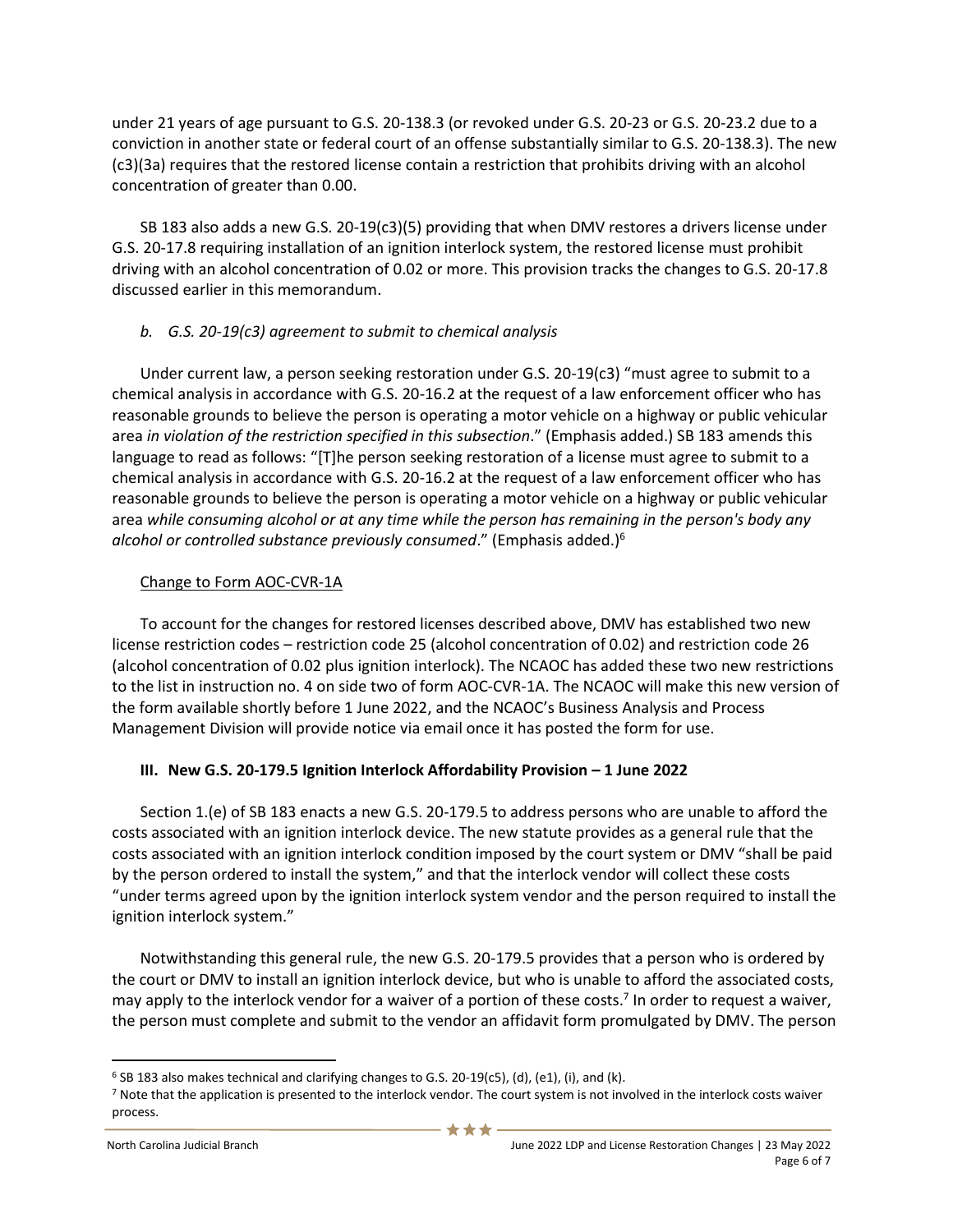under 21 years of age pursuant to G.S. 20-138.3 (or revoked under G.S. 20-23 or G.S. 20-23.2 due to a conviction in another state or federal court of an offense substantially similar to G.S. 20-138.3). The new (c3)(3a) requires that the restored license contain a restriction that prohibits driving with an alcohol concentration of greater than 0.00.

SB 183 also adds a new G.S. 20-19(c3)(5) providing that when DMV restores a drivers license under G.S. 20-17.8 requiring installation of an ignition interlock system, the restored license must prohibit driving with an alcohol concentration of 0.02 or more. This provision tracks the changes to G.S. 20-17.8 discussed earlier in this memorandum.

### *b. G.S. 20-19(c3) agreement to submit to chemical analysis*

Under current law, a person seeking restoration under G.S. 20-19(c3) "must agree to submit to a chemical analysis in accordance with G.S. 20-16.2 at the request of a law enforcement officer who has reasonable grounds to believe the person is operating a motor vehicle on a highway or public vehicular area *in violation of the restriction specified in this subsection*." (Emphasis added.) SB 183 amends this language to read as follows: "[T]he person seeking restoration of a license must agree to submit to a chemical analysis in accordance with G.S. 20-16.2 at the request of a law enforcement officer who has reasonable grounds to believe the person is operating a motor vehicle on a highway or public vehicular area *while consuming alcohol or at any time while the person has remaining in the person's body any alcohol or controlled substance previously consumed*." (Emphasis added.)[6]

#### Change to Form AOC-CVR-1A

To account for the changes for restored licenses described above, DMV has established two new license restriction codes – restriction code 25 (alcohol concentration of 0.02) and restriction code 26 (alcohol concentration of 0.02 plus ignition interlock). The NCAOC has added these two new restrictions to the list in instruction no. 4 on side two of form AOC-CVR-1A. The NCAOC will make this new version of the form available shortly before 1 June 2022, and the NCAOC's Business Analysis and Process Management Division will provide notice via email once it has posted the form for use.

## III. New G.S. 20-179.5 Ignition Interlock Affordability Provision – 1 June 2022

Section 1.(e) of SB 183 enacts a new G.S. 20-179.5 to address persons who are unable to afford the costs associated with an ignition interlock device. The new statute provides as a general rule that the costs associated with an ignition interlock condition imposed by the court system or DMV "shall be paid by the person ordered to install the system," and that the interlock vendor will collect these costs "under terms agreed upon by the ignition interlock system vendor and the person required to install the ignition interlock system."

Notwithstanding this general rule, the new G.S. 20-179.5 provides that a person who is ordered by the court or DMV to install an ignition interlock device, but who is unable to afford the associated costs, may apply to the interlock vendor for a waiver of a portion of these costs.[7] In order to request a waiver, the person must complete and submit to the vendor an affidavit form promulgated by DMV. The person

---

[6] SB 183 also makes technical and clarifying changes to G.S. 20-19(c5), (d), (e1), (i), and (k).

[7] Note that the application is presented to the interlock vendor. The court system is not involved in the interlock costs waiver process.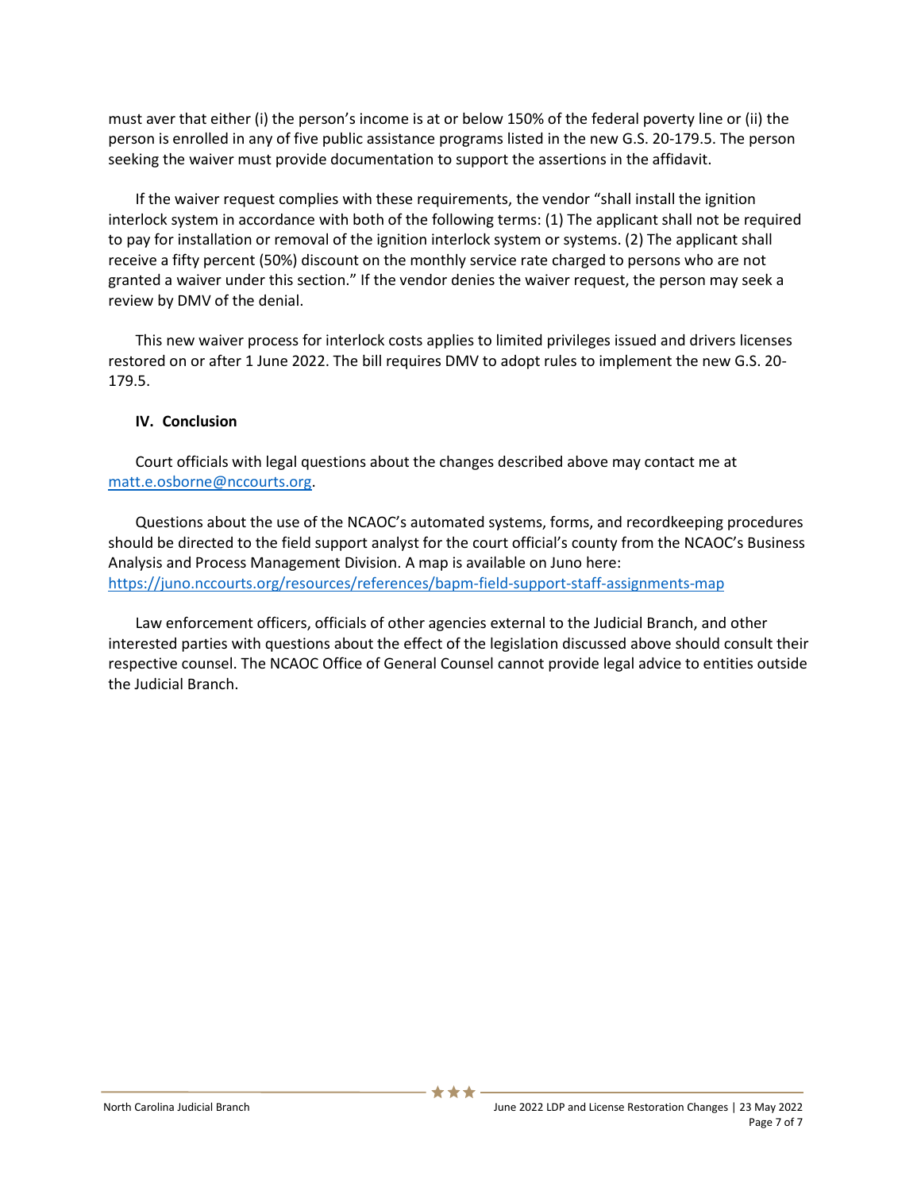must aver that either (i) the person's income is at or below 150% of the federal poverty line or (ii) the person is enrolled in any of five public assistance programs listed in the new G.S. 20-179.5. The person seeking the waiver must provide documentation to support the assertions in the affidavit.

If the waiver request complies with these requirements, the vendor "shall install the ignition interlock system in accordance with both of the following terms: (1) The applicant shall not be required to pay for installation or removal of the ignition interlock system or systems. (2) The applicant shall receive a fifty percent (50%) discount on the monthly service rate charged to persons who are not granted a waiver under this section." If the vendor denies the waiver request, the person may seek a review by DMV of the denial.

This new waiver process for interlock costs applies to limited privileges issued and drivers licenses restored on or after 1 June 2022. The bill requires DMV to adopt rules to implement the new G.S. 20-179.5.

## IV. Conclusion

Court officials with legal questions about the changes described above may contact me at [matt.e.osborne@nccourts.org](mailto:matt.e.osborne@nccourts.org).

Questions about the use of the NCAOC's automated systems, forms, and recordkeeping procedures should be directed to the field support analyst for the court official's county from the NCAOC's Business Analysis and Process Management Division. A map is available on Juno here: [https://juno.nccourts.org/resources/references/bapm-field-support-staff-assignments-map](https://juno.nccourts.org/resources/references/bapm-field-support-staff-assignments-map)

Law enforcement officers, officials of other agencies external to the Judicial Branch, and other interested parties with questions about the effect of the legislation discussed above should consult their respective counsel. The NCAOC Office of General Counsel cannot provide legal advice to entities outside the Judicial Branch.